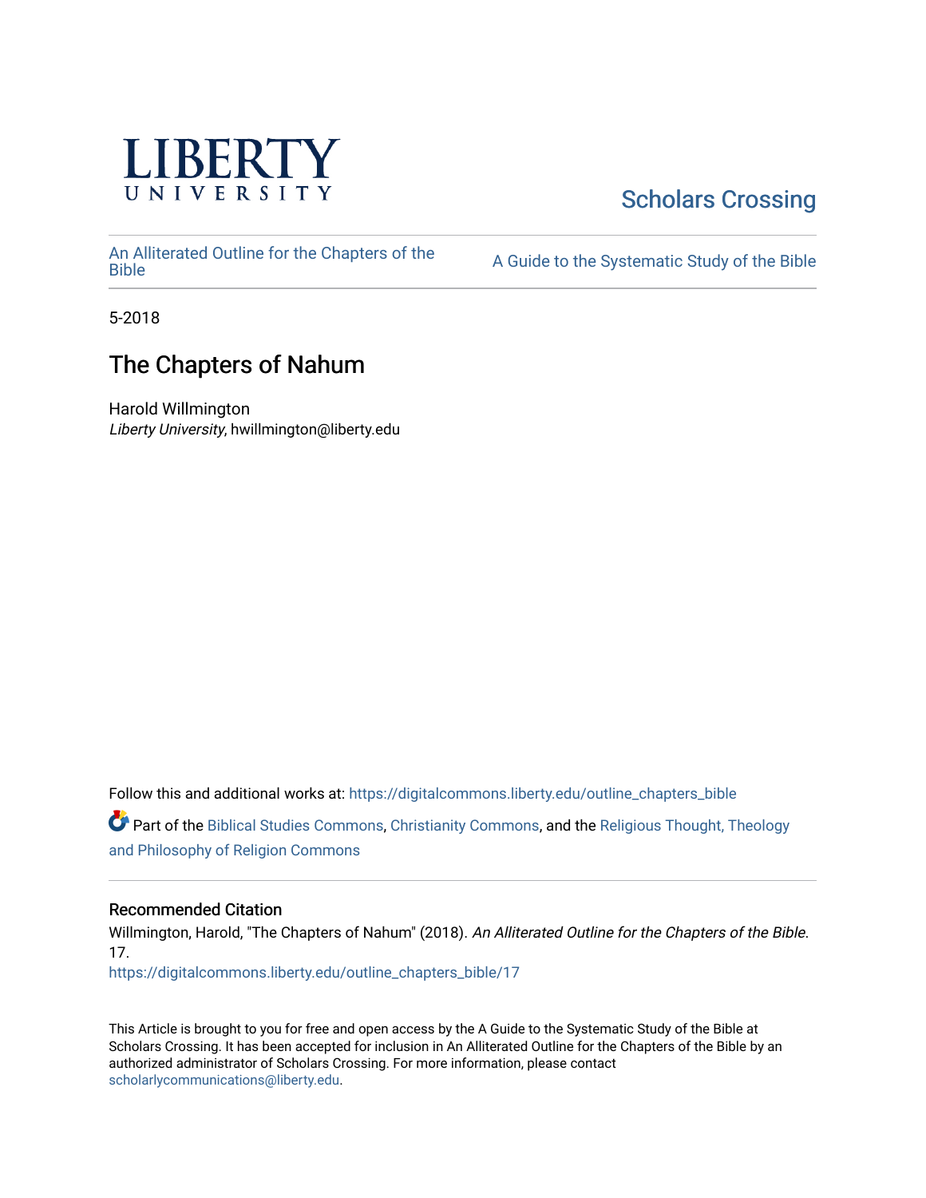LIBERTY UNIVERSITY

Scholars Crossing

An Alliterated Outline for the Chapters of the Bible

A Guide to the Systematic Study of the Bible

5-2018

# The Chapters of Nahum

Harold Willmington
*Liberty University*, hwillmington@liberty.edu

Follow this and additional works at: https://digitalcommons.liberty.edu/outline_chapters_bible

Part of the Biblical Studies Commons, Christianity Commons, and the Religious Thought, Theology and Philosophy of Religion Commons

## Recommended Citation

Willmington, Harold, "The Chapters of Nahum" (2018). *An Alliterated Outline for the Chapters of the Bible*. 17.
https://digitalcommons.liberty.edu/outline_chapters_bible/17

This Article is brought to you for free and open access by the A Guide to the Systematic Study of the Bible at Scholars Crossing. It has been accepted for inclusion in An Alliterated Outline for the Chapters of the Bible by an authorized administrator of Scholars Crossing. For more information, please contact scholarlycommunications@liberty.edu.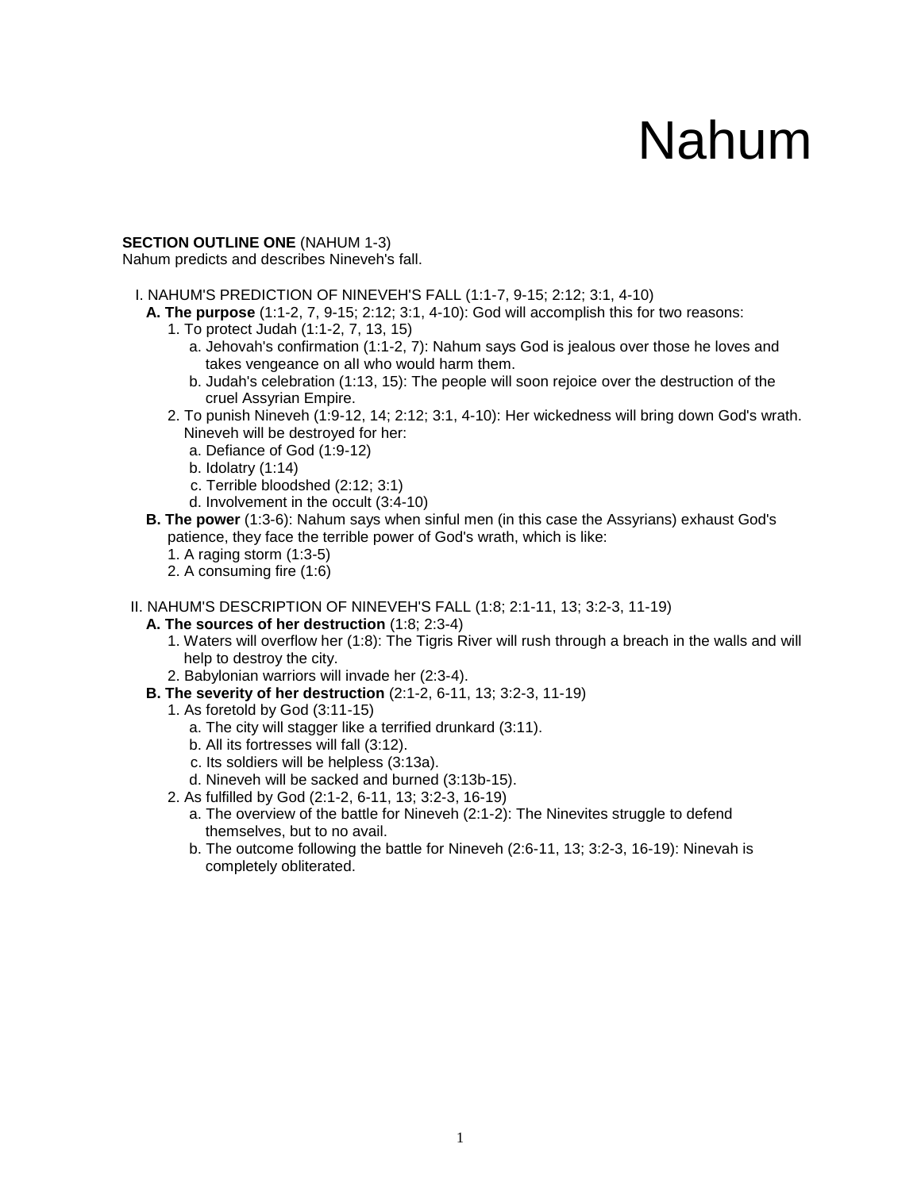# Nahum

**SECTION OUTLINE ONE** (NAHUM 1-3)
Nahum predicts and describes Nineveh's fall.

- I. NAHUM'S PREDICTION OF NINEVEH'S FALL (1:1-7, 9-15; 2:12; 3:1, 4-10)
  - **A. The purpose** (1:1-2, 7, 9-15; 2:12; 3:1, 4-10): God will accomplish this for two reasons:
    1. To protect Judah (1:1-2, 7, 13, 15)
       - a. Jehovah's confirmation (1:1-2, 7): Nahum says God is jealous over those he loves and takes vengeance on all who would harm them.
       - b. Judah's celebration (1:13, 15): The people will soon rejoice over the destruction of the cruel Assyrian Empire.
    2. To punish Nineveh (1:9-12, 14; 2:12; 3:1, 4-10): Her wickedness will bring down God's wrath. Nineveh will be destroyed for her:
       - a. Defiance of God (1:9-12)
       - b. Idolatry (1:14)
       - c. Terrible bloodshed (2:12; 3:1)
       - d. Involvement in the occult (3:4-10)
  - **B. The power** (1:3-6): Nahum says when sinful men (in this case the Assyrians) exhaust God's patience, they face the terrible power of God's wrath, which is like:
    1. A raging storm (1:3-5)
    2. A consuming fire (1:6)

- II. NAHUM'S DESCRIPTION OF NINEVEH'S FALL (1:8; 2:1-11, 13; 3:2-3, 11-19)
  - **A. The sources of her destruction** (1:8; 2:3-4)
    1. Waters will overflow her (1:8): The Tigris River will rush through a breach in the walls and will help to destroy the city.
    2. Babylonian warriors will invade her (2:3-4).
  - **B. The severity of her destruction** (2:1-2, 6-11, 13; 3:2-3, 11-19)
    1. As foretold by God (3:11-15)
       - a. The city will stagger like a terrified drunkard (3:11).
       - b. All its fortresses will fall (3:12).
       - c. Its soldiers will be helpless (3:13a).
       - d. Nineveh will be sacked and burned (3:13b-15).
    2. As fulfilled by God (2:1-2, 6-11, 13; 3:2-3, 16-19)
       - a. The overview of the battle for Nineveh (2:1-2): The Ninevites struggle to defend themselves, but to no avail.
       - b. The outcome following the battle for Nineveh (2:6-11, 13; 3:2-3, 16-19): Ninevah is completely obliterated.